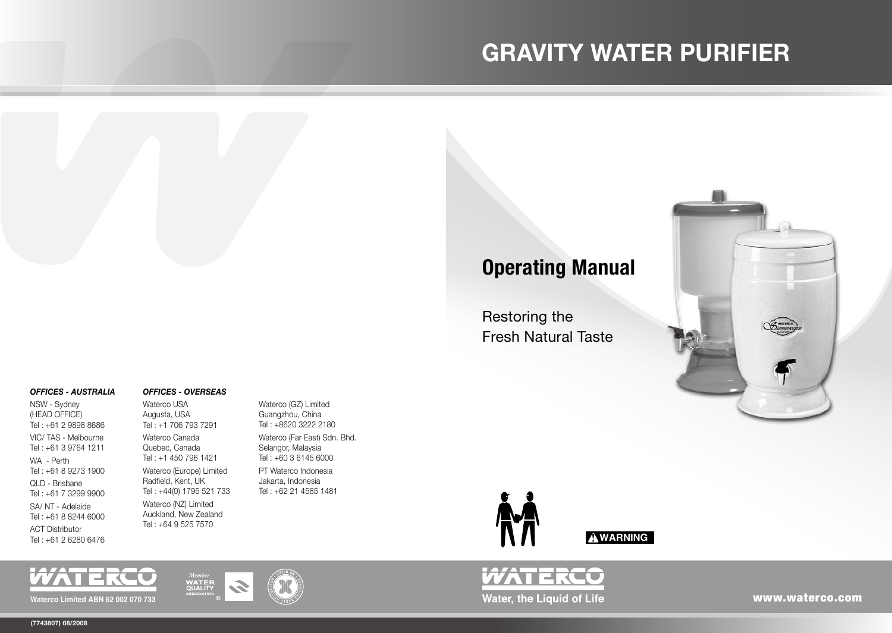# GRAVITY WATER PURIFIER

## Operating Manual

Restoring the
Fresh Natural Taste

**WARNING**

***OFFICES - AUSTRALIA***

NSW - Sydney
(HEAD OFFICE)
Tel : +61 2 9898 8686

VIC/ TAS - Melbourne
Tel : +61 3 9764 1211

WA - Perth
Tel : +61 8 9273 1900

QLD - Brisbane
Tel : +61 7 3299 9900

SA/ NT - Adelaide
Tel : +61 8 8244 6000

ACT Distributor
Tel : +61 2 6280 6476

***OFFICES - OVERSEAS***

Waterco USA
Augusta, USA
Tel : +1 706 793 7291

Waterco Canada
Quebec, Canada
Tel : +1 450 796 1421

Waterco (Europe) Limited
Radfield, Kent, UK
Tel : +44(0) 1795 521 733

Waterco (NZ) Limited
Auckland, New Zealand
Tel : +64 9 525 7570

Waterco (GZ) Limited
Guangzhou, China
Tel : +8620 3222 2180

Waterco (Far East) Sdn. Bhd.
Selangor, Malaysia
Tel : +60 3 6145 6000

PT Waterco Indonesia
Jakarta, Indonesia
Tel : +62 21 4585 1481

WATERCO

**Waterco Limited ABN 62 002 070 733**

Member WATER QUALITY ASSOCIATION ®

WATERCO

**Water, the Liquid of Life**

**www.waterco.com**

**(7743807) 08/2008**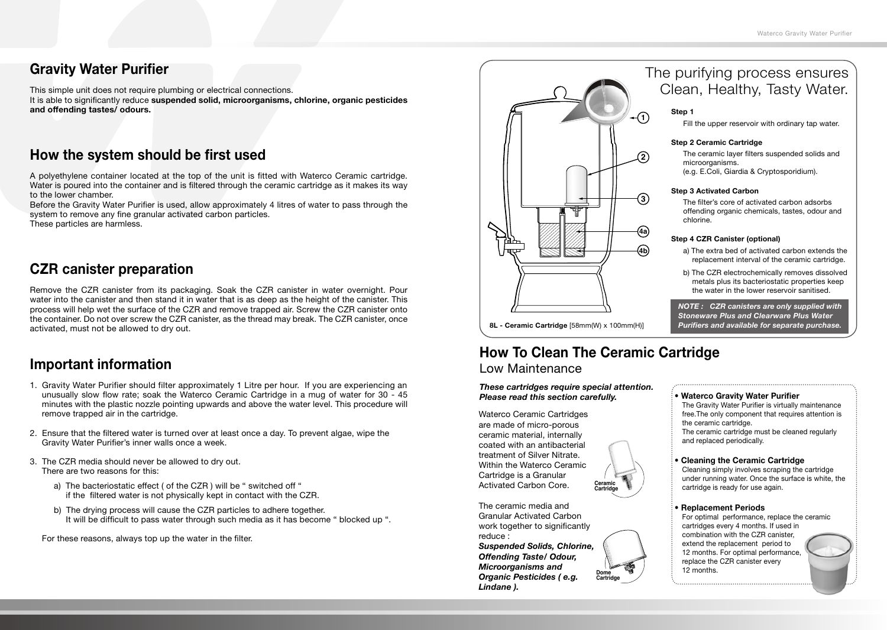## Gravity Water Purifier

This simple unit does not require plumbing or electrical connections.
It is able to significantly reduce **suspended solid, microorganisms, chlorine, organic pesticides and offending tastes/ odours.**

## How the system should be first used

A polyethylene container located at the top of the unit is fitted with Waterco Ceramic cartridge. Water is poured into the container and is filtered through the ceramic cartridge as it makes its way to the lower chamber.
Before the Gravity Water Purifier is used, allow approximately 4 litres of water to pass through the system to remove any fine granular activated carbon particles.
These particles are harmless.

## CZR canister preparation

Remove the CZR canister from its packaging. Soak the CZR canister in water overnight. Pour water into the canister and then stand it in water that is as deep as the height of the canister. This process will help wet the surface of the CZR and remove trapped air. Screw the CZR canister onto the container. Do not over screw the CZR canister, as the thread may break. The CZR canister, once activated, must not be allowed to dry out.

## Important information

1. Gravity Water Purifier should filter approximately 1 Litre per hour. If you are experiencing an unusually slow flow rate; soak the Waterco Ceramic Cartridge in a mug of water for 30 - 45 minutes with the plastic nozzle pointing upwards and above the water level. This procedure will remove trapped air in the cartridge.

2. Ensure that the filtered water is turned over at least once a day. To prevent algae, wipe the Gravity Water Purifier's inner walls once a week.

3. The CZR media should never be allowed to dry out.
   There are two reasons for this:

   a) The bacteriostatic effect ( of the CZR ) will be " switched off " if the filtered water is not physically kept in contact with the CZR.

   b) The drying process will cause the CZR particles to adhere together. It will be difficult to pass water through such media as it has become " blocked up ".

   For these reasons, always top up the water in the filter.

## The purifying process ensures Clean, Healthy, Tasty Water.

1
2
3
4a
4b

8L - Ceramic Cartridge [58mm(W) x 100mm(H)]

**Step 1**

Fill the upper reservoir with ordinary tap water.

**Step 2 Ceramic Cartridge**

The ceramic layer filters suspended solids and microorganisms.
(e.g. E.Coli, Giardia & Cryptosporidium).

**Step 3 Activated Carbon**

The filter's core of activated carbon adsorbs offending organic chemicals, tastes, odour and chlorine.

**Step 4 CZR Canister (optional)**

a) The extra bed of activated carbon extends the replacement interval of the ceramic cartridge.

b) The CZR electrochemically removes dissolved metals plus its bacteriostatic properties keep the water in the lower reservoir sanitised.

***NOTE : CZR canisters are only supplied with Stoneware Plus and Clearware Plus Water Purifiers and available for separate purchase.***

## How To Clean The Ceramic Cartridge

### Low Maintenance

***These cartridges require special attention. Please read this section carefully.***

Waterco Ceramic Cartridges are made of micro-porous ceramic material, internally coated with an antibacterial treatment of Silver Nitrate. Within the Waterco Ceramic Cartridge is a Granular Activated Carbon Core.

Ceramic Cartridge

The ceramic media and Granular Activated Carbon work together to significantly reduce :
***Suspended Solids, Chlorine, Offending Taste/ Odour, Microorganisms and Organic Pesticides ( e.g. Lindane ).***

Dome Cartridge

- **Waterco Gravity Water Purifier**
  The Gravity Water Purifier is virtually maintenance free.The only component that requires attention is the ceramic cartridge.
  The ceramic cartridge must be cleaned regularly and replaced periodically.

- **Cleaning the Ceramic Cartridge**
  Cleaning simply involves scraping the cartridge under running water. Once the surface is white, the cartridge is ready for use again.

- **Replacement Periods**
  For optimal performance, replace the ceramic cartridges every 4 months. If used in combination with the CZR canister, extend the replacement period to 12 months. For optimal performance, replace the CZR canister every 12 months.